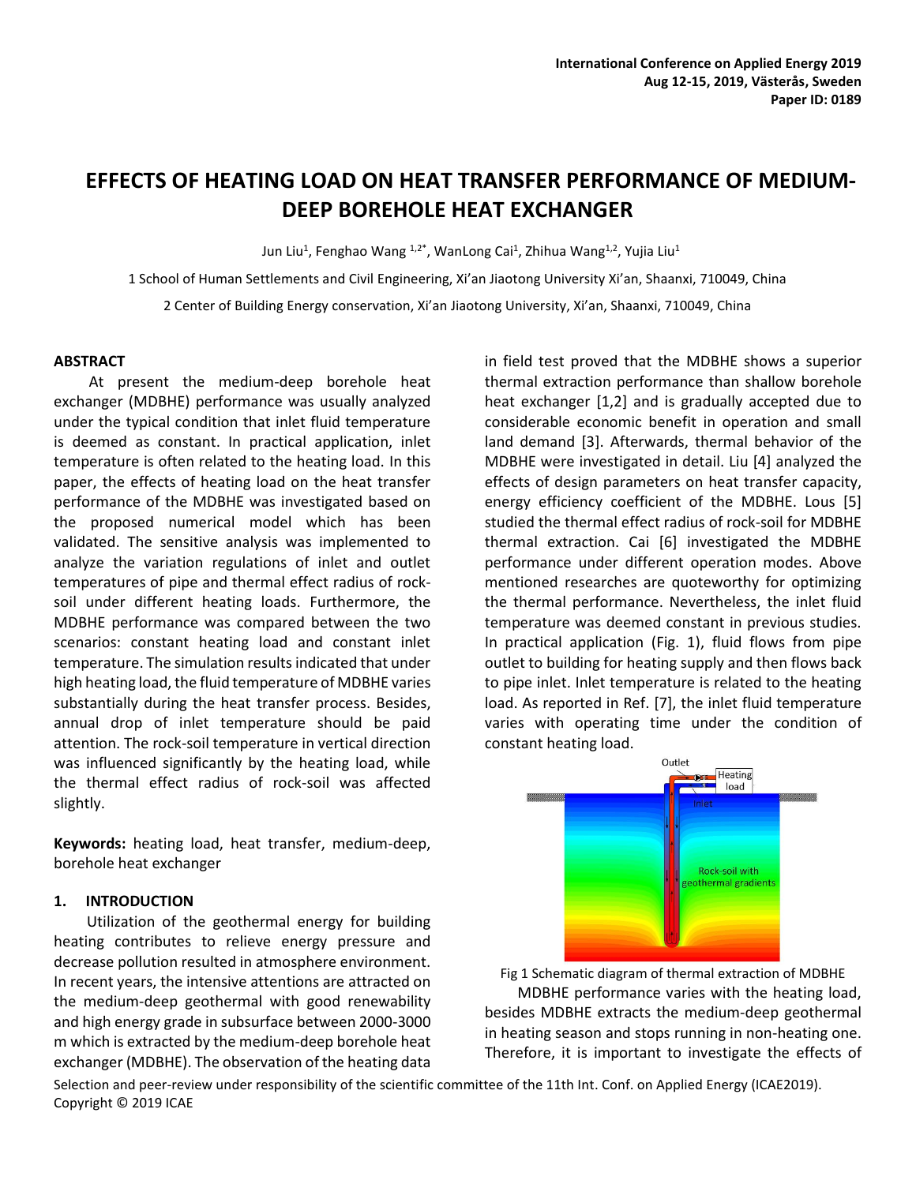International Conference on Applied Energy 2019
Aug 12-15, 2019, Västerås, Sweden
Paper ID: 0189

# EFFECTS OF HEATING LOAD ON HEAT TRANSFER PERFORMANCE OF MEDIUM-DEEP BOREHOLE HEAT EXCHANGER

Jun Liu[1], Fenghao Wang [1,2*], WanLong Cai[1], Zhihua Wang[1,2], Yujia Liu[1]

1 School of Human Settlements and Civil Engineering, Xi'an Jiaotong University Xi'an, Shaanxi, 710049, China

2 Center of Building Energy conservation, Xi'an Jiaotong University, Xi'an, Shaanxi, 710049, China

## ABSTRACT

At present the medium-deep borehole heat exchanger (MDBHE) performance was usually analyzed under the typical condition that inlet fluid temperature is deemed as constant. In practical application, inlet temperature is often related to the heating load. In this paper, the effects of heating load on the heat transfer performance of the MDBHE was investigated based on the proposed numerical model which has been validated. The sensitive analysis was implemented to analyze the variation regulations of inlet and outlet temperatures of pipe and thermal effect radius of rock-soil under different heating loads. Furthermore, the MDBHE performance was compared between the two scenarios: constant heating load and constant inlet temperature. The simulation results indicated that under high heating load, the fluid temperature of MDBHE varies substantially during the heat transfer process. Besides, annual drop of inlet temperature should be paid attention. The rock-soil temperature in vertical direction was influenced significantly by the heating load, while the thermal effect radius of rock-soil was affected slightly.

**Keywords:** heating load, heat transfer, medium-deep, borehole heat exchanger

## 1. INTRODUCTION

Utilization of the geothermal energy for building heating contributes to relieve energy pressure and decrease pollution resulted in atmosphere environment. In recent years, the intensive attentions are attracted on the medium-deep geothermal with good renewability and high energy grade in subsurface between 2000-3000 m which is extracted by the medium-deep borehole heat exchanger (MDBHE). The observation of the heating data in field test proved that the MDBHE shows a superior thermal extraction performance than shallow borehole heat exchanger [1,2] and is gradually accepted due to considerable economic benefit in operation and small land demand [3]. Afterwards, thermal behavior of the MDBHE were investigated in detail. Liu [4] analyzed the effects of design parameters on heat transfer capacity, energy efficiency coefficient of the MDBHE. Lous [5] studied the thermal effect radius of rock-soil for MDBHE thermal extraction. Cai [6] investigated the MDBHE performance under different operation modes. Above mentioned researches are quoteworthy for optimizing the thermal performance. Nevertheless, the inlet fluid temperature was deemed constant in previous studies. In practical application (Fig. 1), fluid flows from pipe outlet to building for heating supply and then flows back to pipe inlet. Inlet temperature is related to the heating load. As reported in Ref. [7], the inlet fluid temperature varies with operating time under the condition of constant heating load.

Fig 1 Schematic diagram of thermal extraction of MDBHE

MDBHE performance varies with the heating load, besides MDBHE extracts the medium-deep geothermal in heating season and stops running in non-heating one. Therefore, it is important to investigate the effects of

Selection and peer-review under responsibility of the scientific committee of the 11th Int. Conf. on Applied Energy (ICAE2019).
Copyright © 2019 ICAE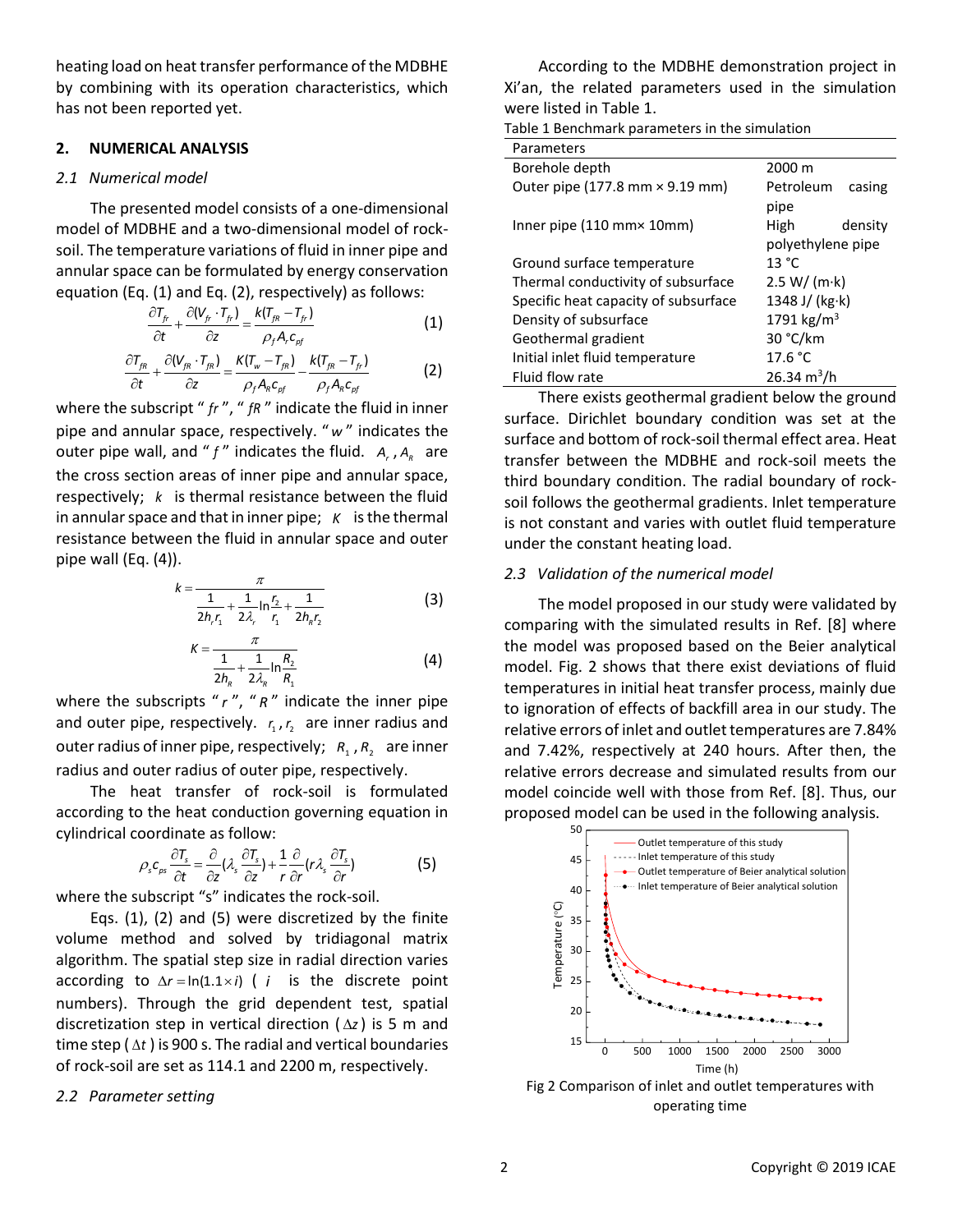heating load on heat transfer performance of the MDBHE by combining with its operation characteristics, which has not been reported yet.

## 2. NUMERICAL ANALYSIS

### *2.1 Numerical model*

The presented model consists of a one-dimensional model of MDBHE and a two-dimensional model of rock-soil. The temperature variations of fluid in inner pipe and annular space can be formulated by energy conservation equation (Eq. (1) and Eq. (2), respectively) as follows:

$$\frac{\partial T_{fr}}{\partial t}+\frac{\partial (V_{fr}\cdot T_{fr})}{\partial z}=\frac{k(T_{fR}-T_{fr})}{\rho_f A_r c_{pf}} \tag{1}$$

$$\frac{\partial T_{fR}}{\partial t}+\frac{\partial (V_{fR}\cdot T_{fR})}{\partial z}=\frac{K(T_w-T_{fR})}{\rho_f A_R c_{pf}}-\frac{k(T_{fR}-T_{fr})}{\rho_f A_R c_{pf}} \tag{2}$$

where the subscript " $fr$ ", " $fR$ " indicate the fluid in inner pipe and annular space, respectively. " $w$ " indicates the outer pipe wall, and " $f$ " indicates the fluid. $A_r$, $A_R$ are the cross section areas of inner pipe and annular space, respectively; $k$ is thermal resistance between the fluid in annular space and that in inner pipe; $K$ is the thermal resistance between the fluid in annular space and outer pipe wall (Eq. (4)).

$$k=\frac{\pi}{\dfrac{1}{2h_r r_1}+\dfrac{1}{2\lambda_r}\ln\dfrac{r_2}{r_1}+\dfrac{1}{2h_R r_2}} \tag{3}$$

$$K=\frac{\pi}{\dfrac{1}{2h_R}+\dfrac{1}{2\lambda_R}\ln\dfrac{R_2}{R_1}} \tag{4}$$

where the subscripts " $r$ ", " $R$ " indicate the inner pipe and outer pipe, respectively. $r_1$, $r_2$ are inner radius and outer radius of inner pipe, respectively; $R_1$, $R_2$ are inner radius and outer radius of outer pipe, respectively.

The heat transfer of rock-soil is formulated according to the heat conduction governing equation in cylindrical coordinate as follow:

$$\rho_s c_{ps}\frac{\partial T_s}{\partial t}=\frac{\partial}{\partial z}\left(\lambda_s\frac{\partial T_s}{\partial z}\right)+\frac{1}{r}\frac{\partial}{\partial r}\left(r\lambda_s\frac{\partial T_s}{\partial r}\right) \tag{5}$$

where the subscript "s" indicates the rock-soil.

Eqs. (1), (2) and (5) were discretized by the finite volume method and solved by tridiagonal matrix algorithm. The spatial step size in radial direction varies according to $\Delta r=\ln(1.1\times i)$ ( $i$ is the discrete point numbers). Through the grid dependent test, spatial discretization step in vertical direction ( $\Delta z$ ) is 5 m and time step ( $\Delta t$ ) is 900 s. The radial and vertical boundaries of rock-soil are set as 114.1 and 2200 m, respectively.

### *2.2 Parameter setting*

According to the MDBHE demonstration project in Xi'an, the related parameters used in the simulation were listed in Table 1.

Table 1 Benchmark parameters in the simulation

| Parameters | |
|---|---|
| Borehole depth | 2000 m |
| Outer pipe (177.8 mm × 9.19 mm) | Petroleum casing pipe |
| Inner pipe (110 mm× 10mm) | High density polyethylene pipe |
| Ground surface temperature | 13 °C |
| Thermal conductivity of subsurface | 2.5 W/ (m·k) |
| Specific heat capacity of subsurface | 1348 J/ (kg·k) |
| Density of subsurface | 1791 kg/m$^3$ |
| Geothermal gradient | 30 °C/km |
| Initial inlet fluid temperature | 17.6 °C |
| Fluid flow rate | 26.34 m$^3$/h |

There exists geothermal gradient below the ground surface. Dirichlet boundary condition was set at the surface and bottom of rock-soil thermal effect area. Heat transfer between the MDBHE and rock-soil meets the third boundary condition. The radial boundary of rock-soil follows the geothermal gradients. Inlet temperature is not constant and varies with outlet fluid temperature under the constant heating load.

### *2.3 Validation of the numerical model*

The model proposed in our study were validated by comparing with the simulated results in Ref. [8] where the model was proposed based on the Beier analytical model. Fig. 2 shows that there exist deviations of fluid temperatures in initial heat transfer process, mainly due to ignoration of effects of backfill area in our study. The relative errors of inlet and outlet temperatures are 7.84% and 7.42%, respectively at 240 hours. After then, the relative errors decrease and simulated results from our model coincide well with those from Ref. [8]. Thus, our proposed model can be used in the following analysis.

Fig 2 Comparison of inlet and outlet temperatures with operating time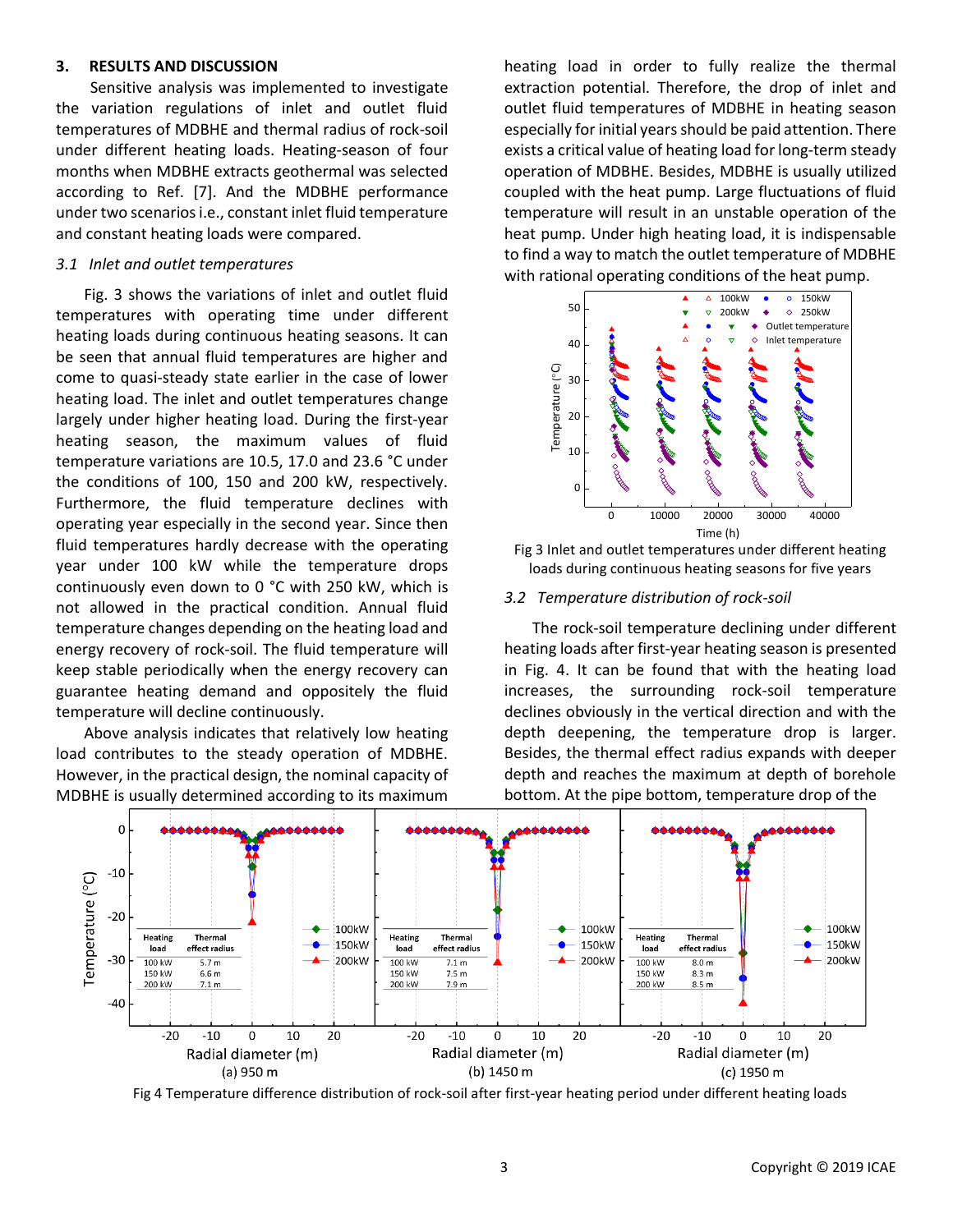## 3. RESULTS AND DISCUSSION

Sensitive analysis was implemented to investigate the variation regulations of inlet and outlet fluid temperatures of MDBHE and thermal radius of rock-soil under different heating loads. Heating-season of four months when MDBHE extracts geothermal was selected according to Ref. [7]. And the MDBHE performance under two scenarios i.e., constant inlet fluid temperature and constant heating loads were compared.

### *3.1 Inlet and outlet temperatures*

Fig. 3 shows the variations of inlet and outlet fluid temperatures with operating time under different heating loads during continuous heating seasons. It can be seen that annual fluid temperatures are higher and come to quasi-steady state earlier in the case of lower heating load. The inlet and outlet temperatures change largely under higher heating load. During the first-year heating season, the maximum values of fluid temperature variations are 10.5, 17.0 and 23.6 °C under the conditions of 100, 150 and 200 kW, respectively. Furthermore, the fluid temperature declines with operating year especially in the second year. Since then fluid temperatures hardly decrease with the operating year under 100 kW while the temperature drops continuously even down to 0 °C with 250 kW, which is not allowed in the practical condition. Annual fluid temperature changes depending on the heating load and energy recovery of rock-soil. The fluid temperature will keep stable periodically when the energy recovery can guarantee heating demand and oppositely the fluid temperature will decline continuously.

Above analysis indicates that relatively low heating load contributes to the steady operation of MDBHE. However, in the practical design, the nominal capacity of MDBHE is usually determined according to its maximum heating load in order to fully realize the thermal extraction potential. Therefore, the drop of inlet and outlet fluid temperatures of MDBHE in heating season especially for initial years should be paid attention. There exists a critical value of heating load for long-term steady operation of MDBHE. Besides, MDBHE is usually utilized coupled with the heat pump. Large fluctuations of fluid temperature will result in an unstable operation of the heat pump. Under high heating load, it is indispensable to find a way to match the outlet temperature of MDBHE with rational operating conditions of the heat pump.

Fig 3 Inlet and outlet temperatures under different heating loads during continuous heating seasons for five years

### *3.2 Temperature distribution of rock-soil*

The rock-soil temperature declining under different heating loads after first-year heating season is presented in Fig. 4. It can be found that with the heating load increases, the surrounding rock-soil temperature declines obviously in the vertical direction and with the depth deepening, the temperature drop is larger. Besides, the thermal effect radius expands with deeper depth and reaches the maximum at depth of borehole bottom. At the pipe bottom, temperature drop of the

| Heating load | Thermal effect radius (a) 950 m | Thermal effect radius (b) 1450 m | Thermal effect radius (c) 1950 m |
|---|---|---|---|
| 100 kW | 5.7 m | 7.1 m | 8.0 m |
| 150 kW | 6.6 m | 7.5 m | 8.3 m |
| 200 kW | 7.1 m | 7.9 m | 8.5 m |

Fig 4 Temperature difference distribution of rock-soil after first-year heating period under different heating loads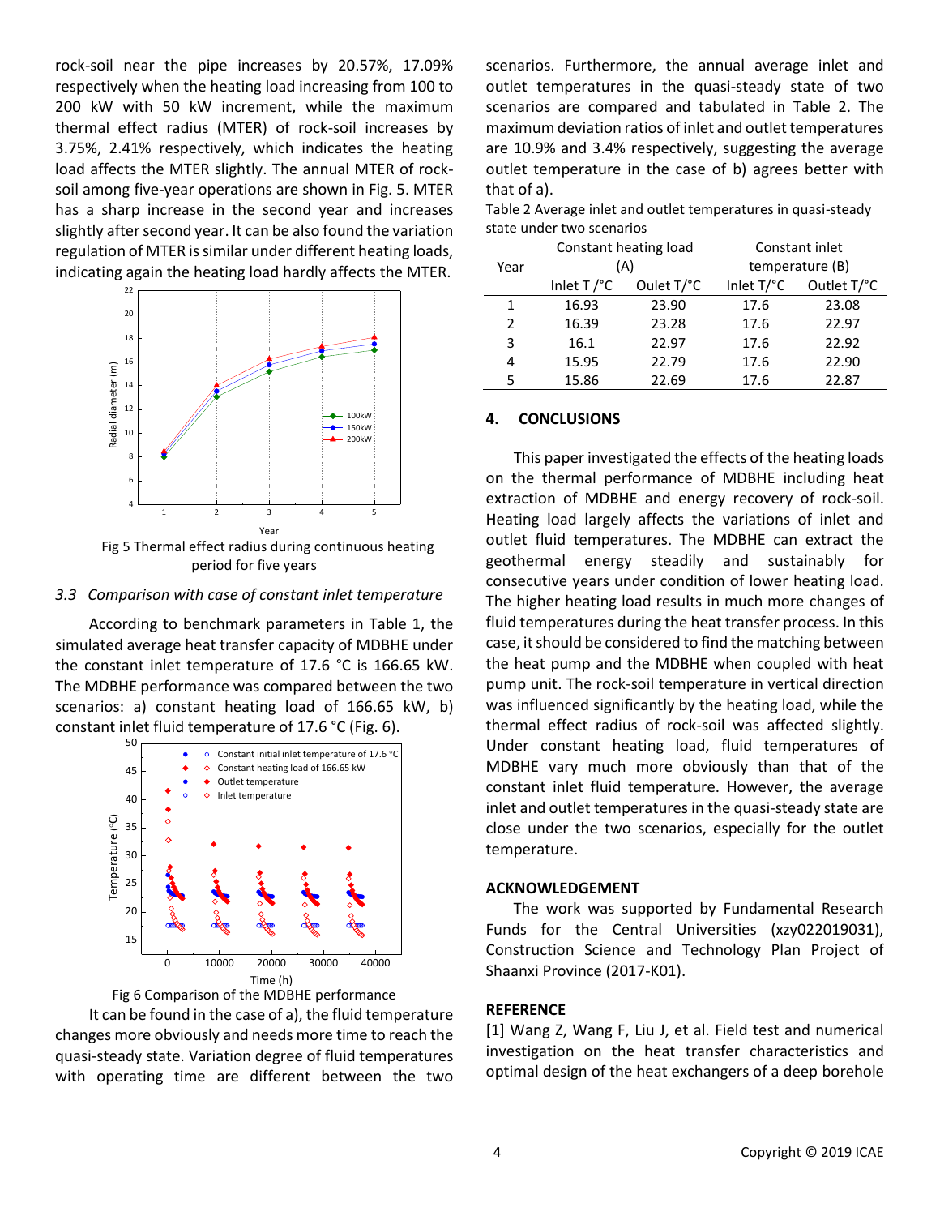rock-soil near the pipe increases by 20.57%, 17.09% respectively when the heating load increasing from 100 to 200 kW with 50 kW increment, while the maximum thermal effect radius (MTER) of rock-soil increases by 3.75%, 2.41% respectively, which indicates the heating load affects the MTER slightly. The annual MTER of rock-soil among five-year operations are shown in Fig. 5. MTER has a sharp increase in the second year and increases slightly after second year. It can be also found the variation regulation of MTER is similar under different heating loads, indicating again the heating load hardly affects the MTER.

Fig 5 Thermal effect radius during continuous heating period for five years

### *3.3 Comparison with case of constant inlet temperature*

According to benchmark parameters in Table 1, the simulated average heat transfer capacity of MDBHE under the constant inlet temperature of 17.6 °C is 166.65 kW. The MDBHE performance was compared between the two scenarios: a) constant heating load of 166.65 kW, b) constant inlet fluid temperature of 17.6 °C (Fig. 6).

Fig 6 Comparison of the MDBHE performance

It can be found in the case of a), the fluid temperature changes more obviously and needs more time to reach the quasi-steady state. Variation degree of fluid temperatures with operating time are different between the two scenarios. Furthermore, the annual average inlet and outlet temperatures in the quasi-steady state of two scenarios are compared and tabulated in Table 2. The maximum deviation ratios of inlet and outlet temperatures are 10.9% and 3.4% respectively, suggesting the average outlet temperature in the case of b) agrees better with that of a).

Table 2 Average inlet and outlet temperatures in quasi-steady state under two scenarios

| Year | Constant heating load (A) | | Constant inlet temperature (B) | |
|---|---|---|---|---|
| | Inlet T /°C | Oulet T/°C | Inlet T/°C | Outlet T/°C |
| 1 | 16.93 | 23.90 | 17.6 | 23.08 |
| 2 | 16.39 | 23.28 | 17.6 | 22.97 |
| 3 | 16.1 | 22.97 | 17.6 | 22.92 |
| 4 | 15.95 | 22.79 | 17.6 | 22.90 |
| 5 | 15.86 | 22.69 | 17.6 | 22.87 |

## 4. CONCLUSIONS

This paper investigated the effects of the heating loads on the thermal performance of MDBHE including heat extraction of MDBHE and energy recovery of rock-soil. Heating load largely affects the variations of inlet and outlet fluid temperatures. The MDBHE can extract the geothermal energy steadily and sustainably for consecutive years under condition of lower heating load. The higher heating load results in much more changes of fluid temperatures during the heat transfer process. In this case, it should be considered to find the matching between the heat pump and the MDBHE when coupled with heat pump unit. The rock-soil temperature in vertical direction was influenced significantly by the heating load, while the thermal effect radius of rock-soil was affected slightly. Under constant heating load, fluid temperatures of MDBHE vary much more obviously than that of the constant inlet fluid temperature. However, the average inlet and outlet temperatures in the quasi-steady state are close under the two scenarios, especially for the outlet temperature.

## ACKNOWLEDGEMENT

The work was supported by Fundamental Research Funds for the Central Universities (xzy022019031), Construction Science and Technology Plan Project of Shaanxi Province (2017-K01).

## REFERENCE

[1] Wang Z, Wang F, Liu J, et al. Field test and numerical investigation on the heat transfer characteristics and optimal design of the heat exchangers of a deep borehole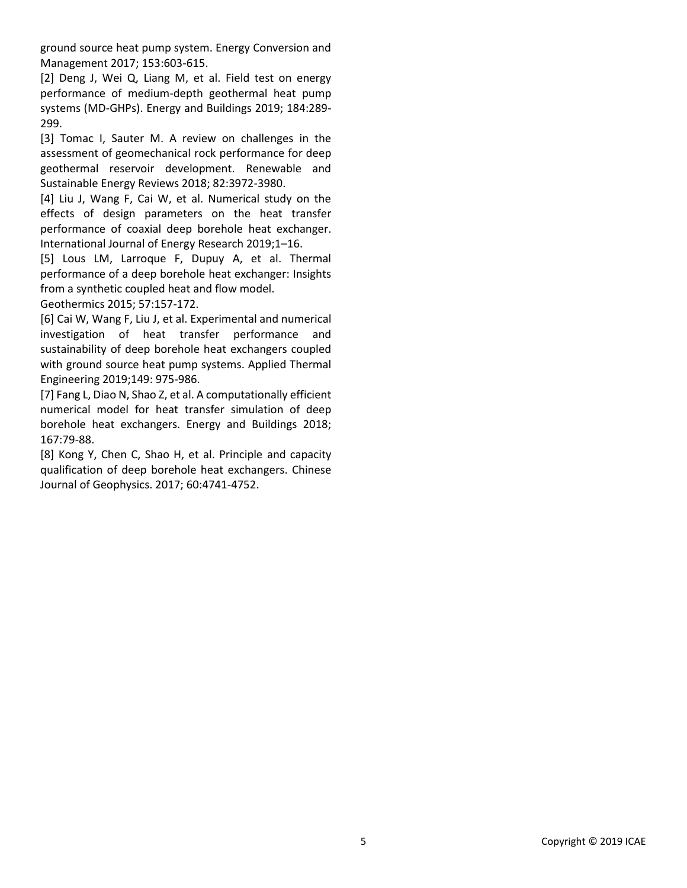ground source heat pump system. Energy Conversion and Management 2017; 153:603-615.

[2] Deng J, Wei Q, Liang M, et al. Field test on energy performance of medium-depth geothermal heat pump systems (MD-GHPs). Energy and Buildings 2019; 184:289-299.

[3] Tomac I, Sauter M. A review on challenges in the assessment of geomechanical rock performance for deep geothermal reservoir development. Renewable and Sustainable Energy Reviews 2018; 82:3972-3980.

[4] Liu J, Wang F, Cai W, et al. Numerical study on the effects of design parameters on the heat transfer performance of coaxial deep borehole heat exchanger. International Journal of Energy Research 2019;1–16.

[5] Lous LM, Larroque F, Dupuy A, et al. Thermal performance of a deep borehole heat exchanger: Insights from a synthetic coupled heat and flow model. Geothermics 2015; 57:157-172.

[6] Cai W, Wang F, Liu J, et al. Experimental and numerical investigation of heat transfer performance and sustainability of deep borehole heat exchangers coupled with ground source heat pump systems. Applied Thermal Engineering 2019;149: 975-986.

[7] Fang L, Diao N, Shao Z, et al. A computationally efficient numerical model for heat transfer simulation of deep borehole heat exchangers. Energy and Buildings 2018; 167:79-88.

[8] Kong Y, Chen C, Shao H, et al. Principle and capacity qualification of deep borehole heat exchangers. Chinese Journal of Geophysics. 2017; 60:4741-4752.